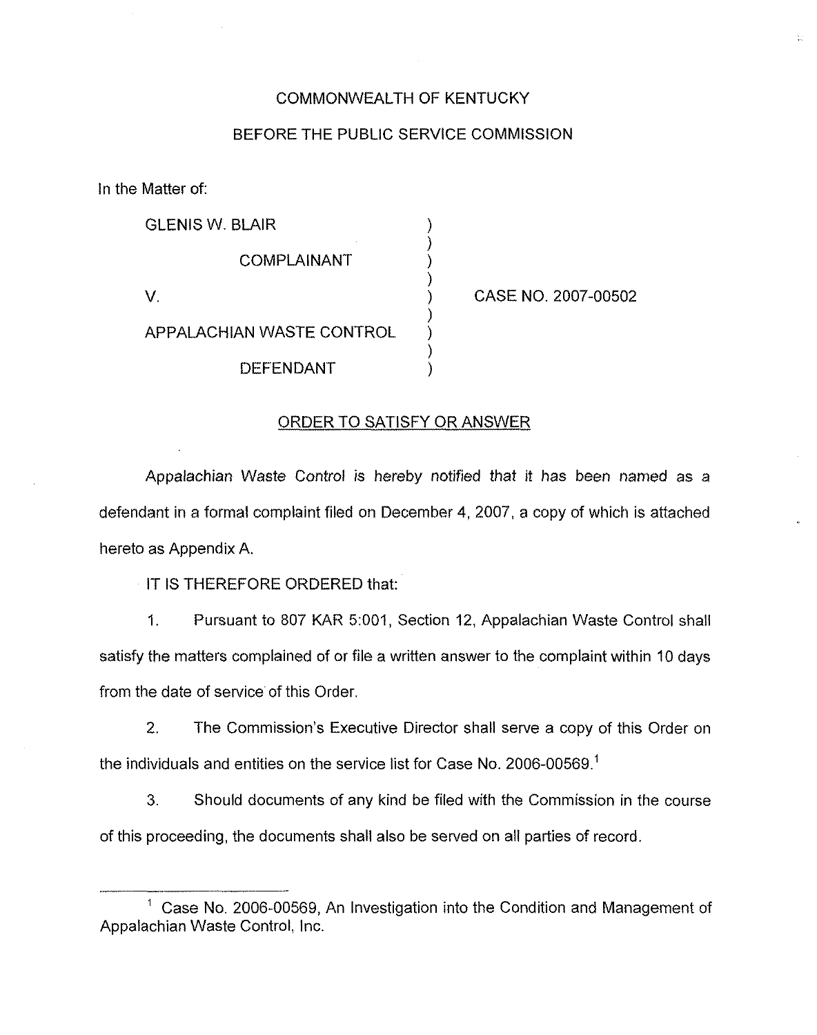COMMONWEALTH OF KENTUCKY

BEFORE THE PUBLIC SERVICE COMMISSION

In the Matter of:

| | | |
|---|---|---|
| GLENIS W. BLAIR | ) | |
| COMPLAINANT | ) | |
| V. | ) | CASE NO. 2007-00502 |
| APPALACHIAN WASTE CONTROL | ) | |
| DEFENDANT | ) | |

## ORDER TO SATISFY OR ANSWER

Appalachian Waste Control is hereby notified that it has been named as a defendant in a formal complaint filed on December 4, 2007, a copy of which is attached hereto as Appendix A.

IT IS THEREFORE ORDERED that:

1. Pursuant to 807 KAR 5:001, Section 12, Appalachian Waste Control shall satisfy the matters complained of or file a written answer to the complaint within 10 days from the date of service of this Order.

2. The Commission's Executive Director shall serve a copy of this Order on the individuals and entities on the service list for Case No. 2006-00569.[1]

3. Should documents of any kind be filed with the Commission in the course of this proceeding, the documents shall also be served on all parties of record.

[1] Case No. 2006-00569, An Investigation into the Condition and Management of Appalachian Waste Control, Inc.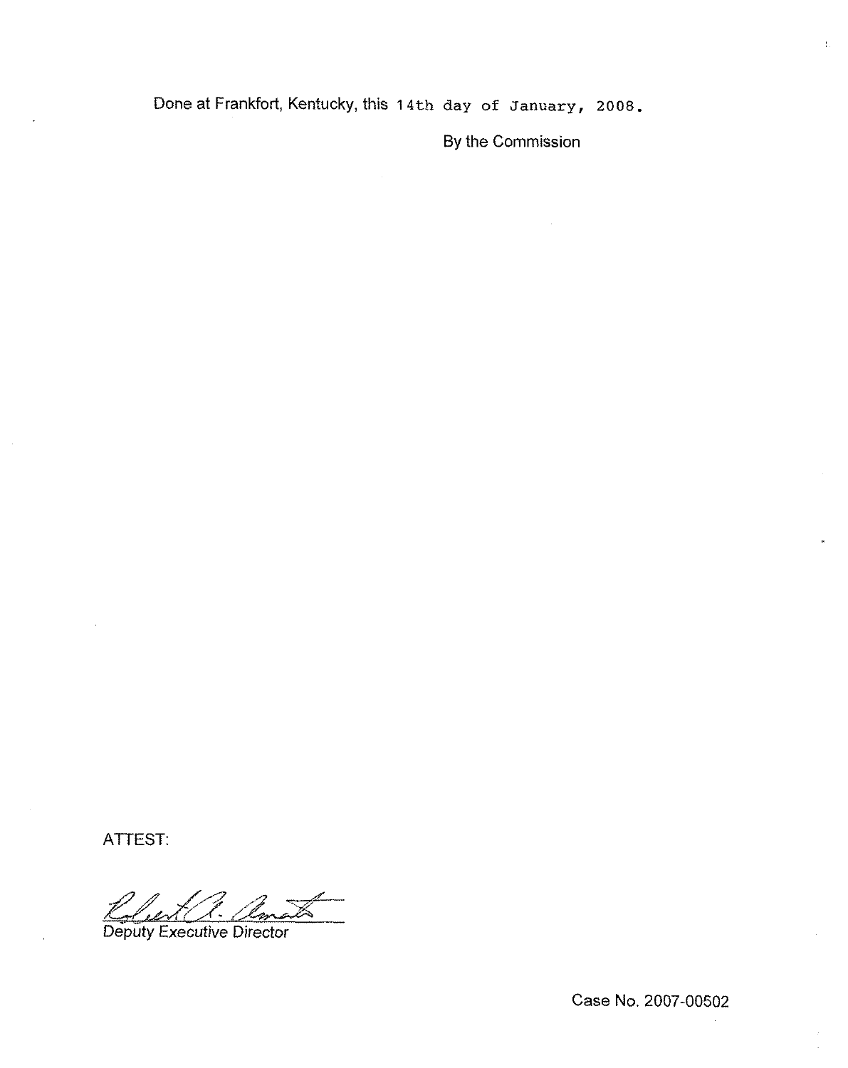Done at Frankfort, Kentucky, this 14th day of January, 2008.

By the Commission

ATTEST:

Deputy Executive Director

Case No. 2007-00502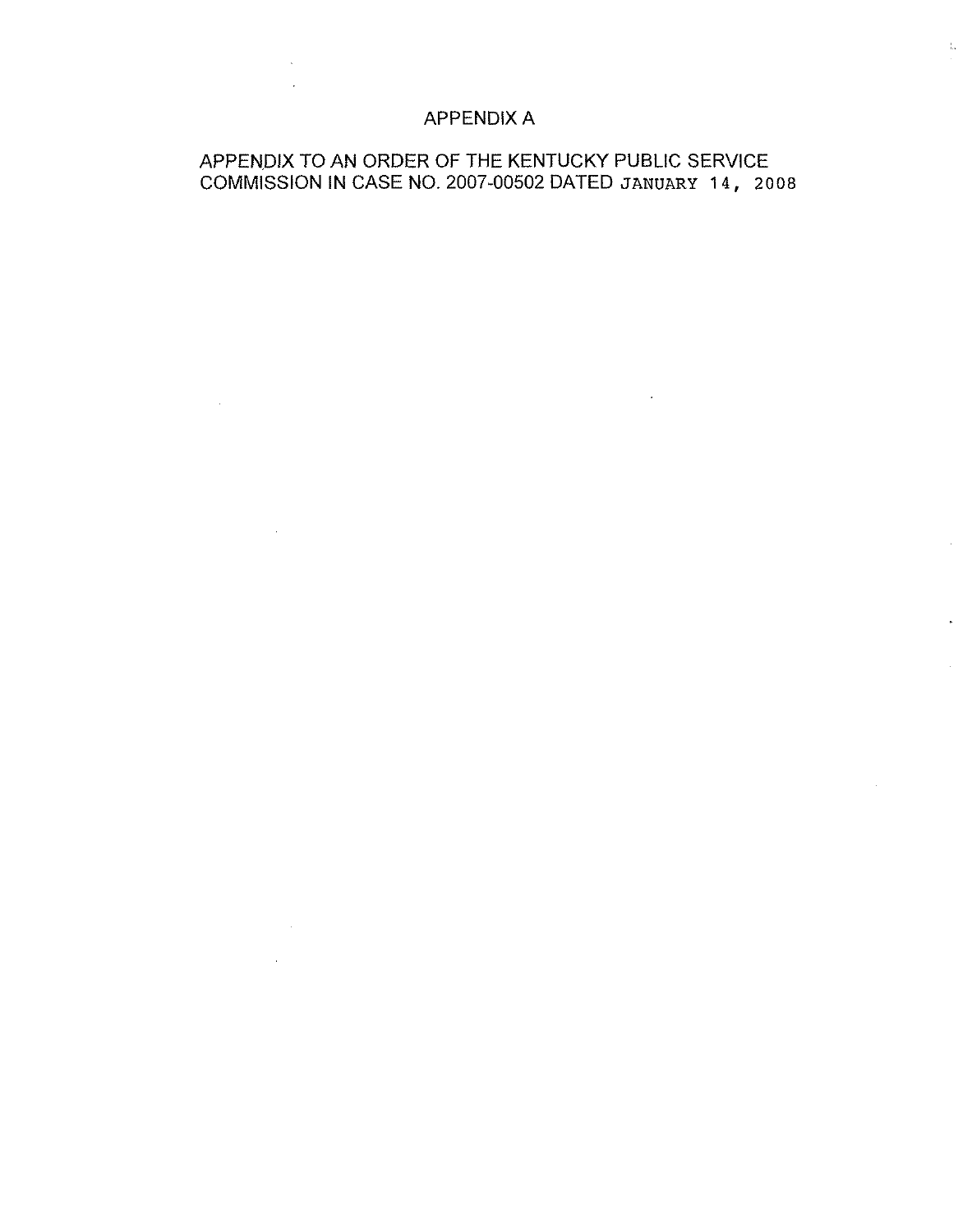# APPENDIX A

APPENDIX TO AN ORDER OF THE KENTUCKY PUBLIC SERVICE COMMISSION IN CASE NO. 2007-00502 DATED JANUARY 14, 2008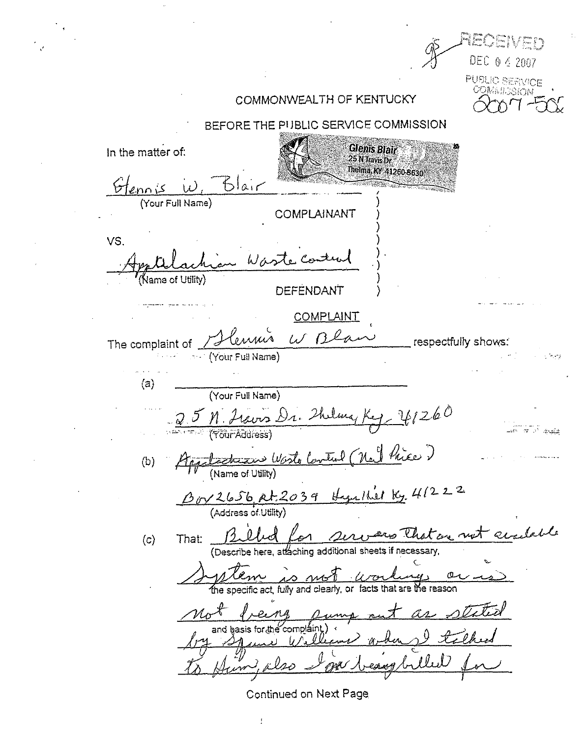RECEIVED

DEC 04 2007

PUBLIC SERVICE COMMISSION

2007-506

COMMONWEALTH OF KENTUCKY

BEFORE THE PUBLIC SERVICE COMMISSION

Glenis Blair
25 N Travis Dr
Thelma, KY 41260-8630

In the matter of:

Glennis W. Blair
(Your Full Name)

COMPLAINANT

VS.

Appalachian Waste control
(Name of Utility)

DEFENDANT

COMPLAINT

The complaint of Glennis W Blair respectfully shows:
(Your Full Name)

(a) ______________________
(Your Full Name)

25 N. Travis Dr. Thelma Ky. 41260
(Your Address)

(b) Appalachian Waste Control (Neil Price)
(Name of Utility)

Box 2656, Rt. 2039 Hagerhill Ky. 41222
(Address of Utility)

(c) That: Billed for servers that are not available
(Describe here, attaching additional sheets if necessary,

System is not working or is
the specific act, fully and clearly, or facts that are the reason

not being pump out as stated
and basis for the complaint.)

by Squire Williams when I talked

to Him, also I am being billed for

Continued on Next Page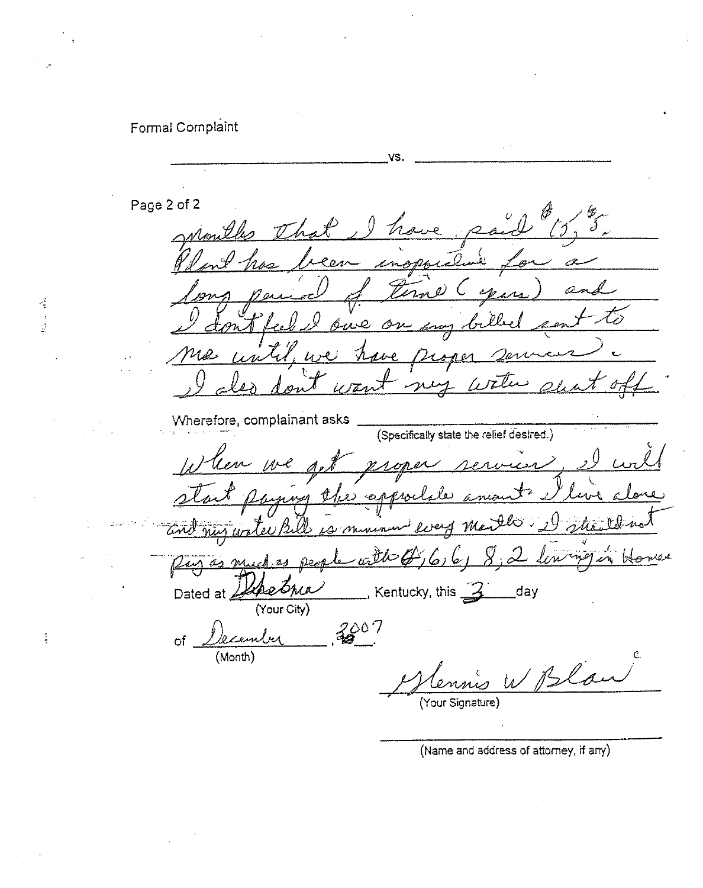Formal Complaint

\_\_\_\_\_\_\_\_\_\_\_\_\_\_\_\_\_\_\_\_ vs. \_\_\_\_\_\_\_\_\_\_\_\_\_\_\_\_\_\_\_\_

Page 2 of 2

months that I have paid $15.65. Plant has been inoperative for a long period of time (years) and I don't feel I owe on my billed sent to me until we have proper services. I also don't want my water shut off.

Wherefore, complainant asks \_\_\_\_\_\_\_\_\_\_\_\_\_\_\_\_\_\_\_\_
(Specifically state the relief desired.)

When we get proper service, I will start paying the appropriate amount. I live alone and my water Bill is minimum every month. I should not pay as much as people with 4, 6, 6, 8, 2 living in Homes

Dated at Dabebria, Kentucky, this 3 day

(Your City)

of December, 2007

(Month)

Glennis W Blair

(Your Signature)

\_\_\_\_\_\_\_\_\_\_\_\_\_\_\_\_\_\_\_\_

(Name and address of attorney, if any)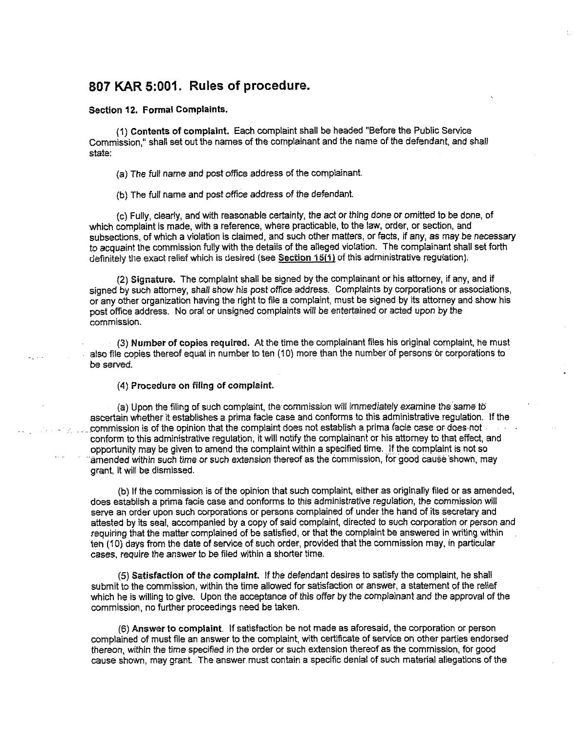# 807 KAR 5:001. Rules of procedure.

**Section 12. Formal Complaints.**

(1) **Contents of complaint.** Each complaint shall be headed "Before the Public Service Commission," shall set out the names of the complainant and the name of the defendant, and shall state:

(a) The full name and post office address of the complainant.

(b) The full name and post office address of the defendant.

(c) Fully, clearly, and with reasonable certainty, the act or thing done or omitted to be done, of which complaint is made, with a reference, where practicable, to the law, order, or section, and subsections, of which a violation is claimed, and such other matters, or facts, if any, as may be necessary to acquaint the commission fully with the details of the alleged violation. The complainant shall set forth definitely the exact relief which is desired (see **Section 15(1)** of this administrative regulation).

(2) **Signature.** The complaint shall be signed by the complainant or his attorney, if any, and if signed by such attorney, shall show his post office address. Complaints by corporations or associations, or any other organization having the right to file a complaint, must be signed by its attorney and show his post office address. No oral or unsigned complaints will be entertained or acted upon by the commission.

(3) **Number of copies required.** At the time the complainant files his original complaint, he must also file copies thereof equal in number to ten (10) more than the number of persons or corporations to be served.

(4) **Procedure on filing of complaint.**

(a) Upon the filing of such complaint, the commission will immediately examine the same to ascertain whether it establishes a prima facie case and conforms to this administrative regulation. If the commission is of the opinion that the complaint does not establish a prima facie case or does not conform to this administrative regulation, it will notify the complainant or his attorney to that effect, and opportunity may be given to amend the complaint within a specified time. If the complaint is not so amended within such time or such extension thereof as the commission, for good cause shown, may grant, it will be dismissed.

(b) If the commission is of the opinion that such complaint, either as originally filed or as amended, does establish a prima facie case and conforms to this administrative regulation, the commission will serve an order upon such corporations or persons complained of under the hand of its secretary and attested by its seal, accompanied by a copy of said complaint, directed to such corporation or person and requiring that the matter complained of be satisfied, or that the complaint be answered in writing within ten (10) days from the date of service of such order, provided that the commission may, in particular cases, require the answer to be filed within a shorter time.

(5) **Satisfaction of the complaint.** If the defendant desires to satisfy the complaint, he shall submit to the commission, within the time allowed for satisfaction or answer, a statement of the relief which he is willing to give. Upon the acceptance of this offer by the complainant and the approval of the commission, no further proceedings need be taken.

(6) **Answer to complaint**. If satisfaction be not made as aforesaid, the corporation or person complained of must file an answer to the complaint, with certificate of service on other parties endorsed thereon, within the time specified in the order or such extension thereof as the commission, for good cause shown, may grant. The answer must contain a specific denial of such material allegations of the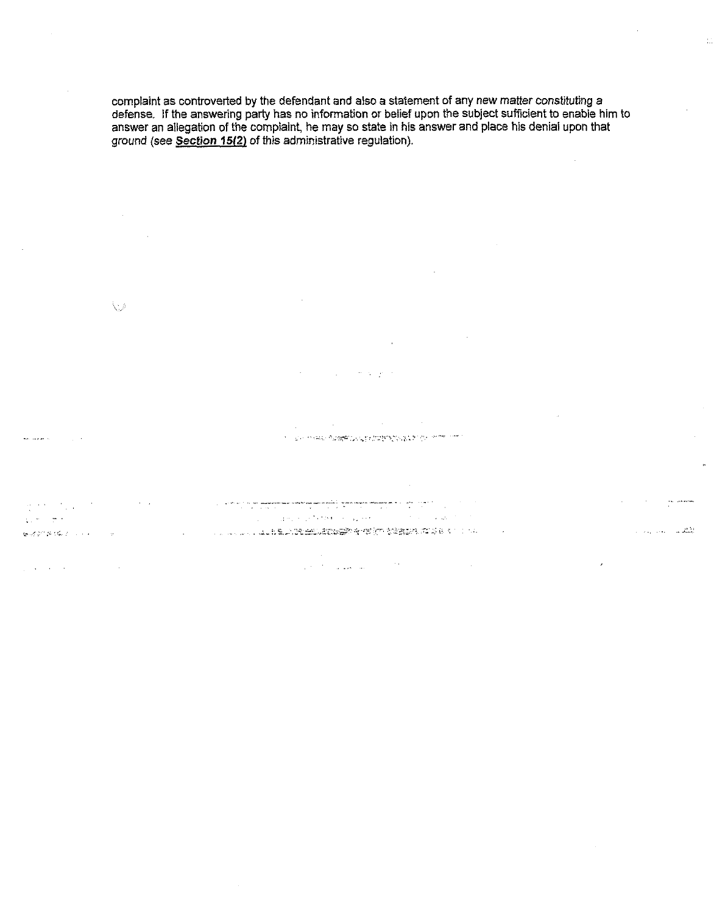complaint as controverted by the defendant and also a statement of any *new matter constituting* a defense. If the answering party has no information or belief upon the subject sufficient to enable him to answer an allegation of the complaint, he may so state in his answer and place his denial upon that ground (*see* **Section 15(2)** of this administrative regulation).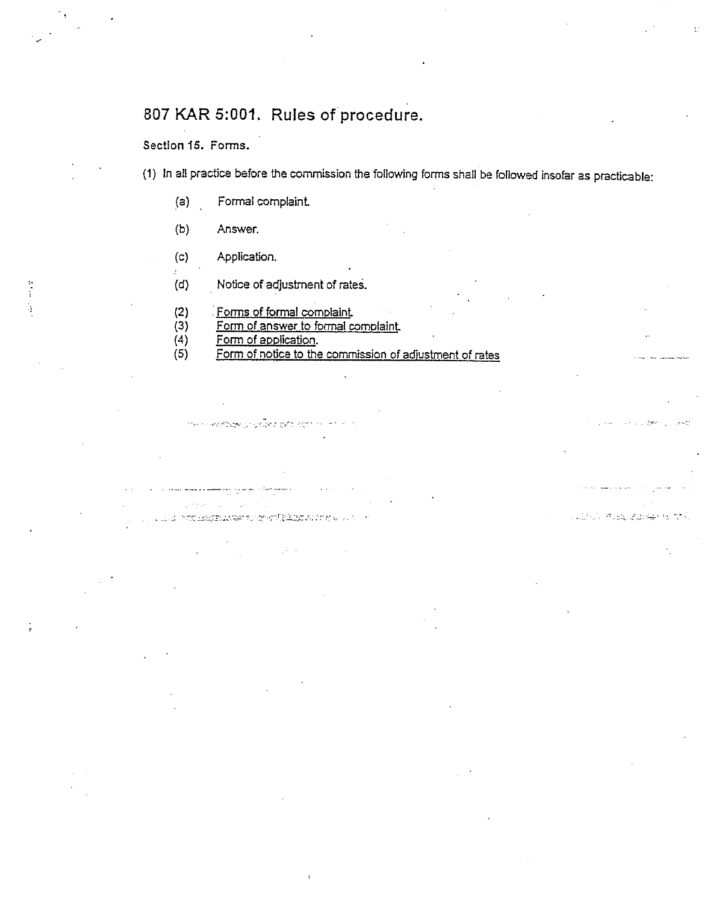# 807 KAR 5:001. Rules of procedure.

**Section 15. Forms.**

(1) In all practice before the commission the following forms shall be followed insofar as practicable:

- (a) Formal complaint.
- (b) Answer.
- (c) Application.
- (d) Notice of adjustment of rates.

(2) <u>Forms of formal complaint.</u>
(3) <u>Form of answer to formal complaint.</u>
(4) <u>Form of application.</u>
(5) <u>Form of notice to the commission of adjustment of rates</u>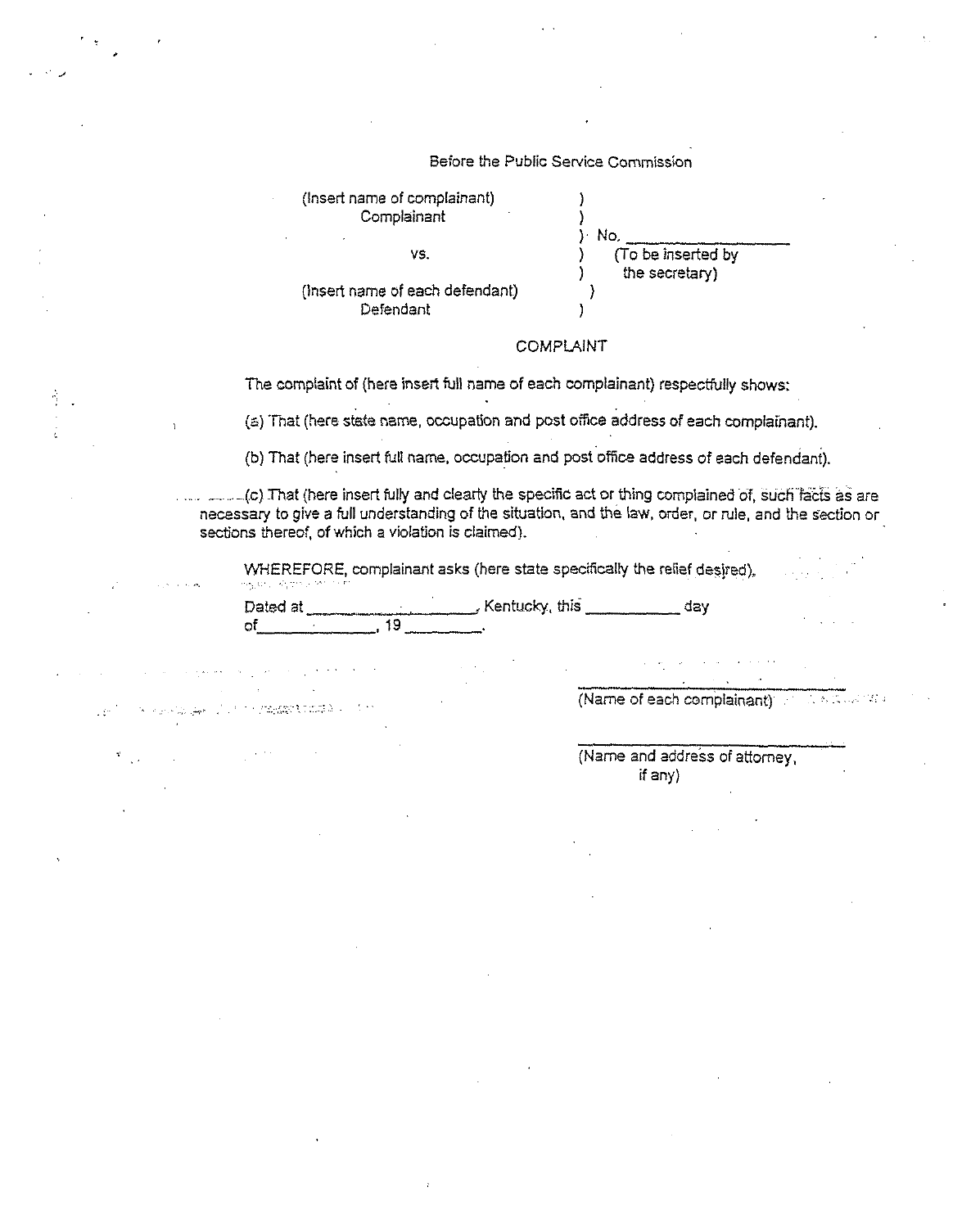Before the Public Service Commission

| | | |
|---|---|---|
| (Insert name of complainant) Complainant | ) | |
| | ) | No. ____________ |
| vs. | ) | (To be inserted by the secretary) |
| (Insert name of each defendant) Defendant | ) | |

COMPLAINT

The complaint of (here insert full name of each complainant) respectfully shows:

(a) That (here state name, occupation and post office address of each complainant).

(b) That (here insert full name, occupation and post office address of each defendant).

(c) That (here insert fully and clearly the specific act or thing complained of, such facts as are necessary to give a full understanding of the situation, and the law, order, or rule, and the section or sections thereof, of which a violation is claimed).

WHEREFORE, complainant asks (here state specifically the relief desired).

Dated at ____________________, Kentucky, this ___________ day of______________, 19 _________.

______________________________
(Name of each complainant)

______________________________
(Name and address of attorney, if any)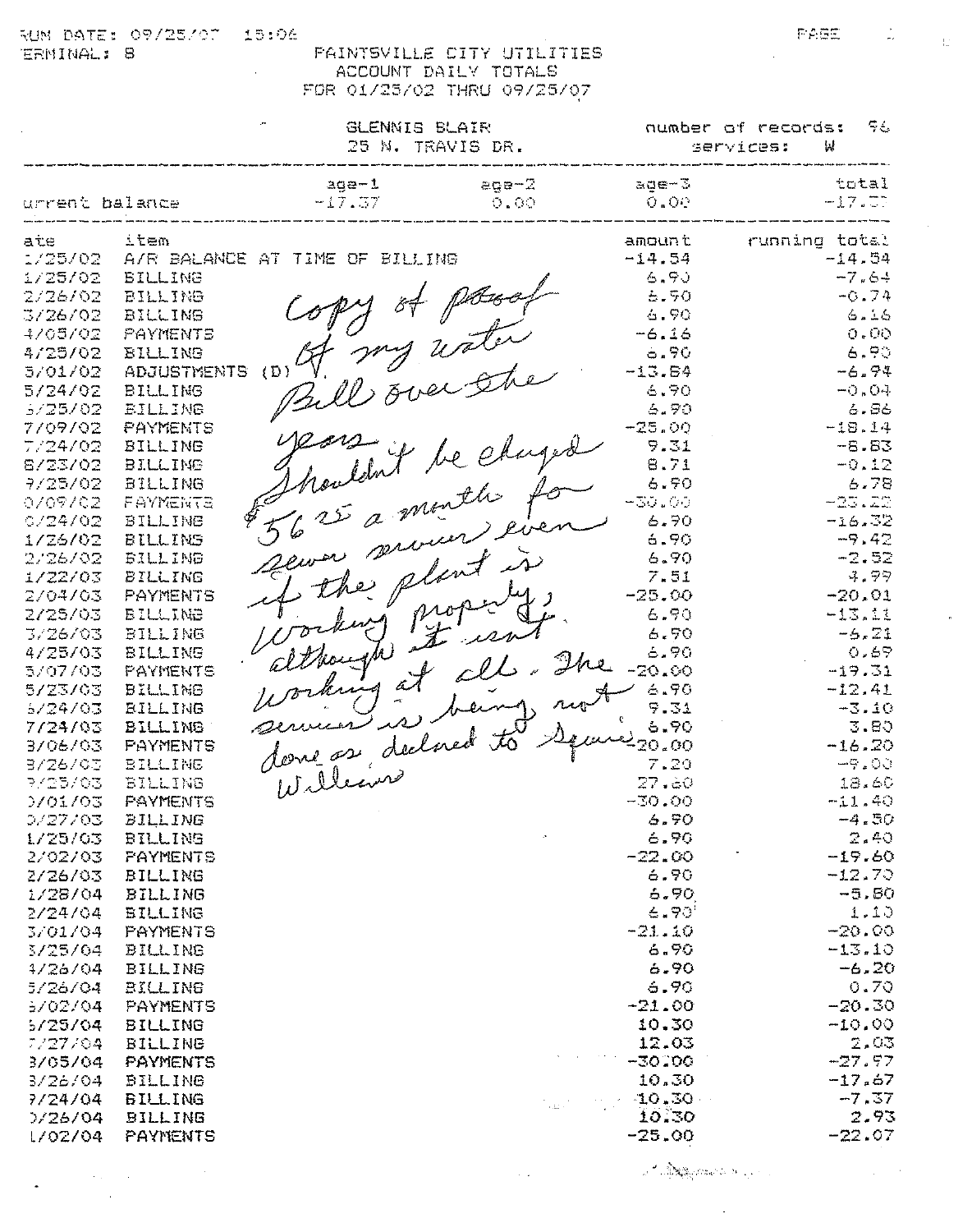RUN DATE: 09/25/07 15:06
TERMINAL: 8

PAINTSVILLE CITY UTILITIES
ACCOUNT DAILY TOTALS
FOR 01/25/02 THRU 09/25/07

GLENNIS BLAIR
25 N. TRAVIS DR.

number of records: 96
services: W

| | age-1 | age-2 | age-3 | total |
|---|---|---|---|---|
| current balance | -17.37 | 0.00 | 0.00 | -17.37 |

| date | item | amount | running total |
|---|---|---|---|
| 1/25/02 | A/R BALANCE AT TIME OF BILLING | -14.54 | -14.54 |
| 1/25/02 | BILLING | 6.90 | -7.64 |
| 2/26/02 | BILLING | 6.90 | -0.74 |
| 3/26/02 | BILLING | 6.90 | 6.16 |
| 4/05/02 | PAYMENTS | -6.16 | 0.00 |
| 4/25/02 | BILLING | 6.90 | 6.90 |
| 5/01/02 | ADJUSTMENTS (D) | -13.84 | -6.94 |
| 5/24/02 | BILLING | 6.90 | -0.04 |
| 6/25/02 | BILLING | 6.90 | 6.86 |
| 7/09/02 | PAYMENTS | -25.00 | -18.14 |
| 7/24/02 | BILLING | 9.31 | -8.83 |
| 8/23/02 | BILLING | 8.71 | -0.12 |
| 9/25/02 | BILLING | 6.90 | 6.78 |
| 0/09/02 | PAYMENTS | -30.00 | -23.22 |
| 0/24/02 | BILLING | 6.90 | -16.32 |
| 1/26/02 | BILLING | 6.90 | -9.42 |
| 2/26/02 | BILLING | 6.90 | -2.52 |
| 1/22/03 | BILLING | 7.51 | 4.99 |
| 2/04/03 | PAYMENTS | -25.00 | -20.01 |
| 2/25/03 | BILLING | 6.90 | -13.11 |
| 3/26/03 | BILLING | 6.90 | -6.21 |
| 4/25/03 | BILLING | 6.90 | 0.69 |
| 5/07/03 | PAYMENTS | -20.00 | -19.31 |
| 5/23/03 | BILLING | 6.90 | -12.41 |
| 6/24/03 | BILLING | 9.31 | -3.10 |
| 7/24/03 | BILLING | 6.90 | 3.80 |
| 8/06/03 | PAYMENTS | -20.00 | -16.20 |
| 8/26/03 | BILLING | 7.20 | -9.00 |
| 9/25/03 | BILLING | 27.60 | 18.60 |
| 0/01/03 | PAYMENTS | -30.00 | -11.40 |
| 0/27/03 | BILLING | 6.90 | -4.50 |
| 1/25/03 | BILLING | 6.90 | 2.40 |
| 2/02/03 | PAYMENTS | -22.00 | -19.60 |
| 2/26/03 | BILLING | 6.90 | -12.70 |
| 1/28/04 | BILLING | 6.90 | -5.80 |
| 2/24/04 | BILLING | 6.90 | 1.10 |
| 3/01/04 | PAYMENTS | -21.10 | -20.00 |
| 3/25/04 | BILLING | 6.90 | -13.10 |
| 4/26/04 | BILLING | 6.90 | -6.20 |
| 5/26/04 | BILLING | 6.90 | 0.70 |
| 6/02/04 | PAYMENTS | -21.00 | -20.30 |
| 6/25/04 | BILLING | 10.30 | -10.00 |
| 7/27/04 | BILLING | 12.03 | 2.03 |
| 8/05/04 | PAYMENTS | -30.00 | -27.97 |
| 8/26/04 | BILLING | 10.30 | -17.67 |
| 9/24/04 | BILLING | 10.30 | -7.37 |
| 0/26/04 | BILLING | 10.30 | 2.93 |
| 1/02/04 | PAYMENTS | -25.00 | -22.07 |

*Handwritten note:* Copy of proof of my water bill over the years. Shouldn't be charged $5625 a month for sewer service even if the plant is working properly, although it isn't working at all. The service is being not done as declared to Squire Williams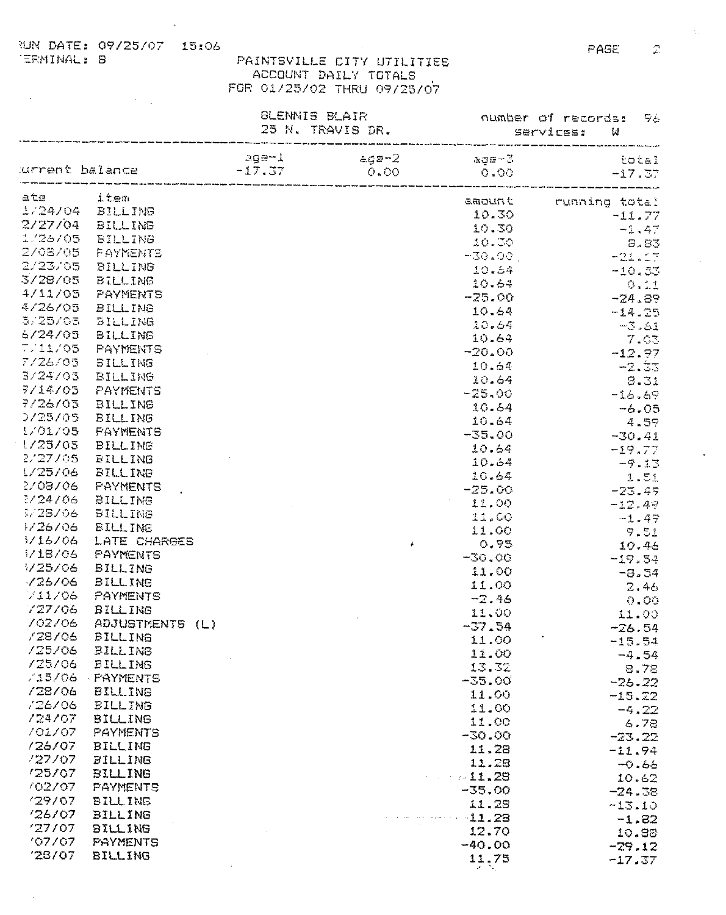RUN DATE: 09/25/07 15:06
TERMINAL: 8

PAINTSVILLE CITY UTILITIES
ACCOUNT DAILY TOTALS
FOR 01/25/02 THRU 09/25/07

GLENNIS BLAIR
25 N. TRAVIS DR.

number of records: 96
services: W

| | age-1 | age-2 | age-3 | total |
|---|---|---|---|---|
| current balance | -17.37 | 0.00 | 0.00 | -17.37 |

| ate | item | amount | running total |
|---|---|---|---|
| 1/24/04 | BILLING | 10.30 | -11.77 |
| 2/27/04 | BILLING | 10.30 | -1.47 |
| 1/26/05 | BILLING | 10.30 | 8.83 |
| 2/08/05 | PAYMENTS | -30.00 | -21.17 |
| 2/23/05 | BILLING | 10.64 | -10.53 |
| 3/28/05 | BILLING | 10.64 | 0.11 |
| 4/11/05 | PAYMENTS | -25.00 | -24.89 |
| 4/26/05 | BILLING | 10.64 | -14.25 |
| 5/25/05 | BILLING | 10.64 | -3.61 |
| 6/24/05 | BILLING | 10.64 | 7.03 |
| 7/11/05 | PAYMENTS | -20.00 | -12.97 |
| 7/26/05 | BILLING | 10.64 | -2.33 |
| 8/24/05 | BILLING | 10.64 | 8.31 |
| 9/14/05 | PAYMENTS | -25.00 | -16.69 |
| 9/26/05 | BILLING | 10.64 | -6.05 |
| 0/25/05 | BILLING | 10.64 | 4.59 |
| 1/01/05 | PAYMENTS | -35.00 | -30.41 |
| 1/25/05 | BILLING | 10.64 | -19.77 |
| 2/27/05 | BILLING | 10.64 | -9.13 |
| 1/25/06 | BILLING | 10.64 | 1.51 |
| 2/08/06 | PAYMENTS | -25.00 | -23.49 |
| 2/24/06 | BILLING | 11.00 | -12.49 |
| 3/28/06 | BILLING | 11.00 | -1.49 |
| 4/26/06 | BILLING | 11.00 | 9.51 |
| 5/16/06 | LATE CHARGES | 0.95 | 10.46 |
| 5/18/06 | PAYMENTS | -30.00 | -19.54 |
| 5/25/06 | BILLING | 11.00 | -8.54 |
| /26/06 | BILLING | 11.00 | 2.46 |
| /11/06 | PAYMENTS | -2.46 | 0.00 |
| /27/06 | BILLING | 11.00 | 11.00 |
| /02/06 | ADJUSTMENTS (L) | -37.54 | -26.54 |
| /28/06 | BILLING | 11.00 | -15.54 |
| /25/06 | BILLING | 11.00 | -4.54 |
| /25/06 | BILLING | 13.32 | 8.78 |
| /15/06 | PAYMENTS | -35.00 | -26.22 |
| /28/06 | BILLING | 11.00 | -15.22 |
| /26/06 | BILLING | 11.00 | -4.22 |
| /24/07 | BILLING | 11.00 | 6.78 |
| /01/07 | PAYMENTS | -30.00 | -23.22 |
| /26/07 | BILLING | 11.28 | -11.94 |
| /27/07 | BILLING | 11.28 | -0.66 |
| /25/07 | BILLING | 11.28 | 10.62 |
| /02/07 | PAYMENTS | -35.00 | -24.38 |
| /29/07 | BILLING | 11.28 | -13.10 |
| /26/07 | BILLING | 11.28 | -1.82 |
| /27/07 | BILLING | 12.70 | 10.88 |
| /07/07 | PAYMENTS | -40.00 | -29.12 |
| /28/07 | BILLING | 11.75 | -17.37 |